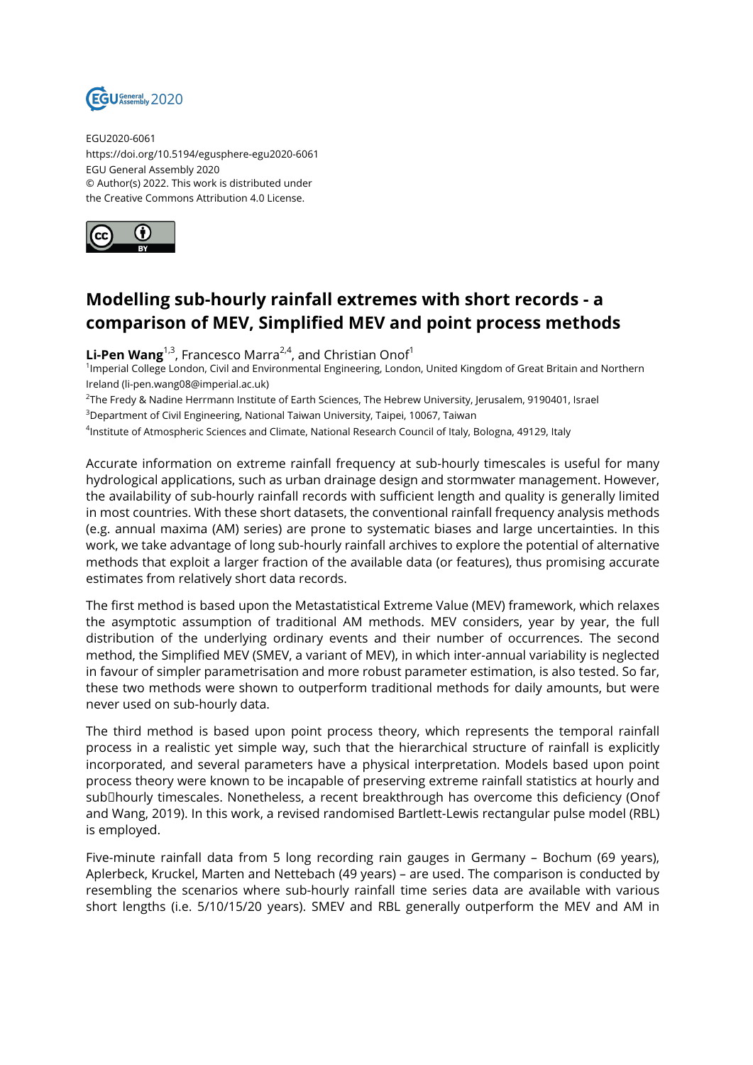EGU2020-6061
https://doi.org/10.5194/egusphere-egu2020-6061
EGU General Assembly 2020
© Author(s) 2022. This work is distributed under
the Creative Commons Attribution 4.0 License.

# Modelling sub-hourly rainfall extremes with short records - a comparison of MEV, Simplified MEV and point process methods

**Li-Pen Wang**[1,3], Francesco Marra[2,4], and Christian Onof[1]

[1]Imperial College London, Civil and Environmental Engineering, London, United Kingdom of Great Britain and Northern Ireland (li-pen.wang08@imperial.ac.uk)

[2]The Fredy & Nadine Herrmann Institute of Earth Sciences, The Hebrew University, Jerusalem, 9190401, Israel

[3]Department of Civil Engineering, National Taiwan University, Taipei, 10067, Taiwan

[4]Institute of Atmospheric Sciences and Climate, National Research Council of Italy, Bologna, 49129, Italy

Accurate information on extreme rainfall frequency at sub-hourly timescales is useful for many hydrological applications, such as urban drainage design and stormwater management. However, the availability of sub-hourly rainfall records with sufficient length and quality is generally limited in most countries. With these short datasets, the conventional rainfall frequency analysis methods (e.g. annual maxima (AM) series) are prone to systematic biases and large uncertainties. In this work, we take advantage of long sub-hourly rainfall archives to explore the potential of alternative methods that exploit a larger fraction of the available data (or features), thus promising accurate estimates from relatively short data records.

The first method is based upon the Metastatistical Extreme Value (MEV) framework, which relaxes the asymptotic assumption of traditional AM methods. MEV considers, year by year, the full distribution of the underlying ordinary events and their number of occurrences. The second method, the Simplified MEV (SMEV, a variant of MEV), in which inter-annual variability is neglected in favour of simpler parametrisation and more robust parameter estimation, is also tested. So far, these two methods were shown to outperform traditional methods for daily amounts, but were never used on sub-hourly data.

The third method is based upon point process theory, which represents the temporal rainfall process in a realistic yet simple way, such that the hierarchical structure of rainfall is explicitly incorporated, and several parameters have a physical interpretation. Models based upon point process theory were known to be incapable of preserving extreme rainfall statistics at hourly and sub‐hourly timescales. Nonetheless, a recent breakthrough has overcome this deficiency (Onof and Wang, 2019). In this work, a revised randomised Bartlett-Lewis rectangular pulse model (RBL) is employed.

Five-minute rainfall data from 5 long recording rain gauges in Germany – Bochum (69 years), Aplerbeck, Kruckel, Marten and Nettebach (49 years) – are used. The comparison is conducted by resembling the scenarios where sub-hourly rainfall time series data are available with various short lengths (i.e. 5/10/15/20 years). SMEV and RBL generally outperform the MEV and AM in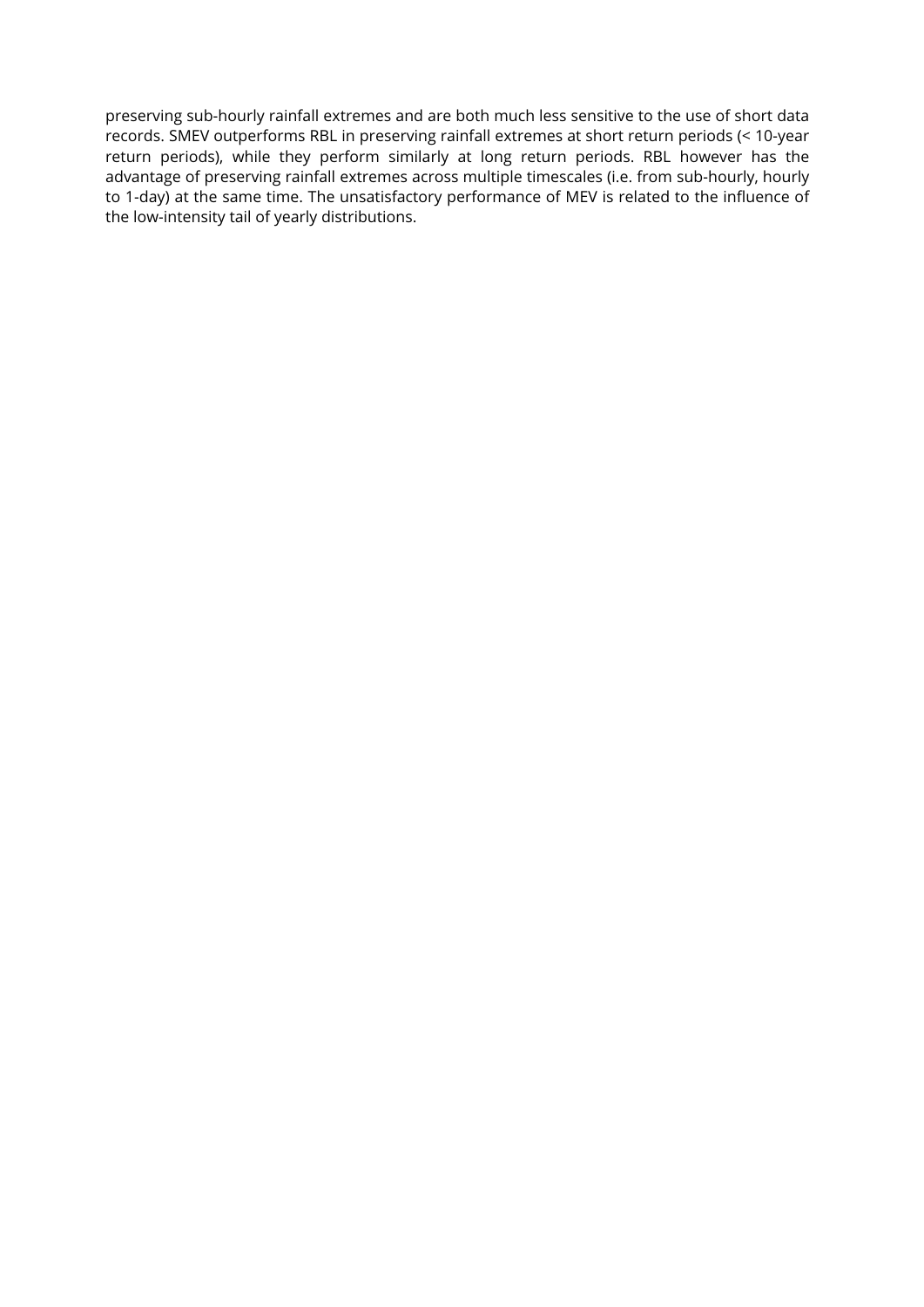preserving sub-hourly rainfall extremes and are both much less sensitive to the use of short data records. SMEV outperforms RBL in preserving rainfall extremes at short return periods (< 10-year return periods), while they perform similarly at long return periods. RBL however has the advantage of preserving rainfall extremes across multiple timescales (i.e. from sub-hourly, hourly to 1-day) at the same time. The unsatisfactory performance of MEV is related to the influence of the low-intensity tail of yearly distributions.